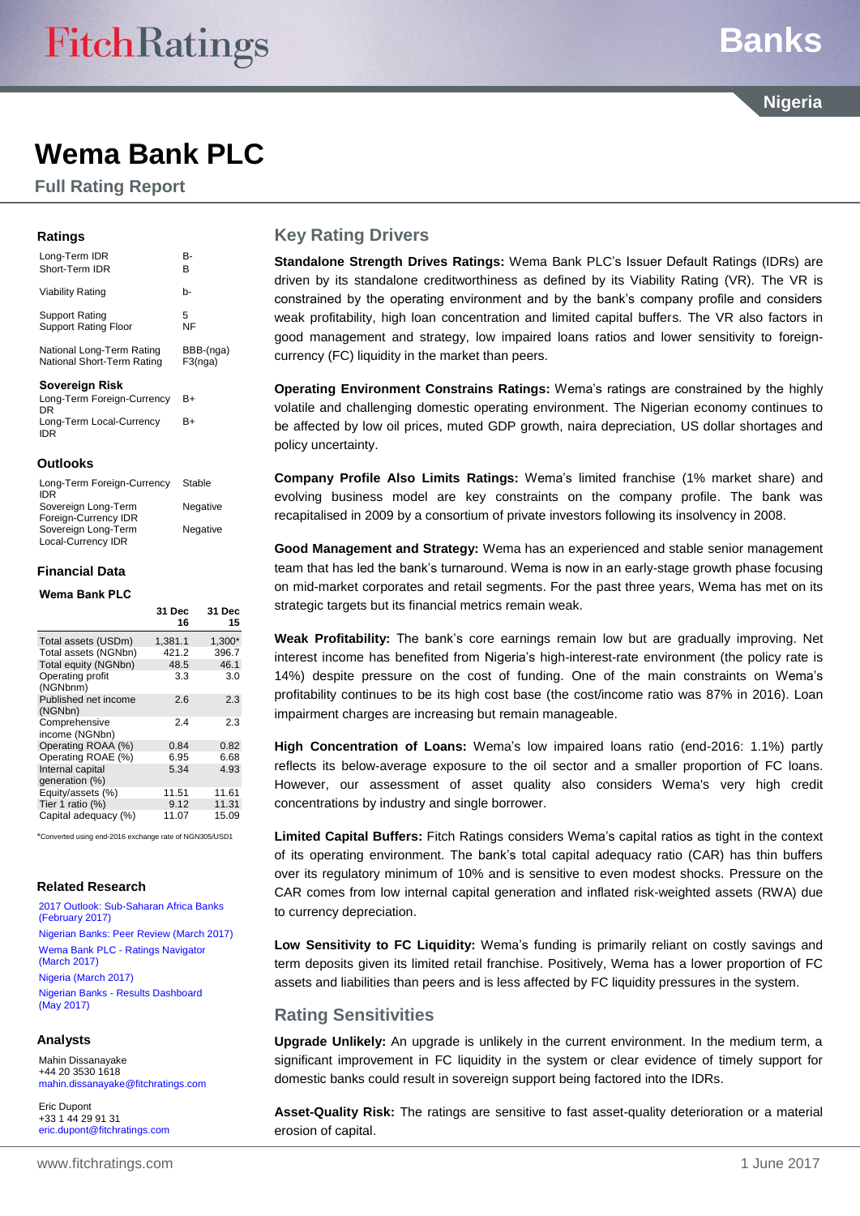# Wema Bank PLC

## Full Rating Report

Nigeria

### Ratings

| | |
|---|---|
| Long-Term IDR | B- |
| Short-Term IDR | B |
| Viability Rating | b- |
| Support Rating | 5 |
| Support Rating Floor | NF |
| National Long-Term Rating | BBB-(nga) |
| National Short-Term Rating | F3(nga) |

### Sovereign Risk

| | |
|---|---|
| Long-Term Foreign-Currency IDR | B+ |
| Long-Term Local-Currency IDR | B+ |

### Outlooks

| | |
|---|---|
| Long-Term Foreign-Currency IDR | Stable |
| Sovereign Long-Term Foreign-Currency IDR | Negative |
| Sovereign Long-Term Local-Currency IDR | Negative |

### Financial Data

#### Wema Bank PLC

| | 31 Dec 16 | 31 Dec 15 |
|---|---|---|
| Total assets (USDm) | 1,381.1 | 1,300* |
| Total assets (NGNbn) | 421.2 | 396.7 |
| Total equity (NGNbn) | 48.5 | 46.1 |
| Operating profit (NGNbnm) | 3.3 | 3.0 |
| Published net income (NGNbn) | 2.6 | 2.3 |
| Comprehensive income (NGNbn) | 2.4 | 2.3 |
| Operating ROAA (%) | 0.84 | 0.82 |
| Operating ROAE (%) | 6.95 | 6.68 |
| Internal capital generation (%) | 5.34 | 4.93 |
| Equity/assets (%) | 11.51 | 11.61 |
| Tier 1 ratio (%) | 9.12 | 11.31 |
| Capital adequacy (%) | 11.07 | 15.09 |

*Converted using end-2016 exchange rate of NGN305/USD1

### Related Research

2017 Outlook: Sub-Saharan Africa Banks (February 2017)

Nigerian Banks: Peer Review (March 2017)

Wema Bank PLC - Ratings Navigator (March 2017)

Nigeria (March 2017)

Nigerian Banks - Results Dashboard (May 2017)

### Analysts

Mahin Dissanayake
+44 20 3530 1618
mahin.dissanayake@fitchratings.com

Eric Dupont
+33 1 44 29 91 31
eric.dupont@fitchratings.com

## Key Rating Drivers

**Standalone Strength Drives Ratings:** Wema Bank PLC's Issuer Default Ratings (IDRs) are driven by its standalone creditworthiness as defined by its Viability Rating (VR). The VR is constrained by the operating environment and by the bank's company profile and considers weak profitability, high loan concentration and limited capital buffers. The VR also factors in good management and strategy, low impaired loans ratios and lower sensitivity to foreign-currency (FC) liquidity in the market than peers.

**Operating Environment Constrains Ratings:** Wema's ratings are constrained by the highly volatile and challenging domestic operating environment. The Nigerian economy continues to be affected by low oil prices, muted GDP growth, naira depreciation, US dollar shortages and policy uncertainty.

**Company Profile Also Limits Ratings:** Wema's limited franchise (1% market share) and evolving business model are key constraints on the company profile. The bank was recapitalised in 2009 by a consortium of private investors following its insolvency in 2008.

**Good Management and Strategy:** Wema has an experienced and stable senior management team that has led the bank's turnaround. Wema is now in an early-stage growth phase focusing on mid-market corporates and retail segments. For the past three years, Wema has met on its strategic targets but its financial metrics remain weak.

**Weak Profitability:** The bank's core earnings remain low but are gradually improving. Net interest income has benefited from Nigeria's high-interest-rate environment (the policy rate is 14%) despite pressure on the cost of funding. One of the main constraints on Wema's profitability continues to be its high cost base (the cost/income ratio was 87% in 2016). Loan impairment charges are increasing but remain manageable.

**High Concentration of Loans:** Wema's low impaired loans ratio (end-2016: 1.1%) partly reflects its below-average exposure to the oil sector and a smaller proportion of FC loans. However, our assessment of asset quality also considers Wema's very high credit concentrations by industry and single borrower.

**Limited Capital Buffers:** Fitch Ratings considers Wema's capital ratios as tight in the context of its operating environment. The bank's total capital adequacy ratio (CAR) has thin buffers over its regulatory minimum of 10% and is sensitive to even modest shocks. Pressure on the CAR comes from low internal capital generation and inflated risk-weighted assets (RWA) due to currency depreciation.

**Low Sensitivity to FC Liquidity:** Wema's funding is primarily reliant on costly savings and term deposits given its limited retail franchise. Positively, Wema has a lower proportion of FC assets and liabilities than peers and is less affected by FC liquidity pressures in the system.

## Rating Sensitivities

**Upgrade Unlikely:** An upgrade is unlikely in the current environment. In the medium term, a significant improvement in FC liquidity in the system or clear evidence of timely support for domestic banks could result in sovereign support being factored into the IDRs.

**Asset-Quality Risk:** The ratings are sensitive to fast asset-quality deterioration or a material erosion of capital.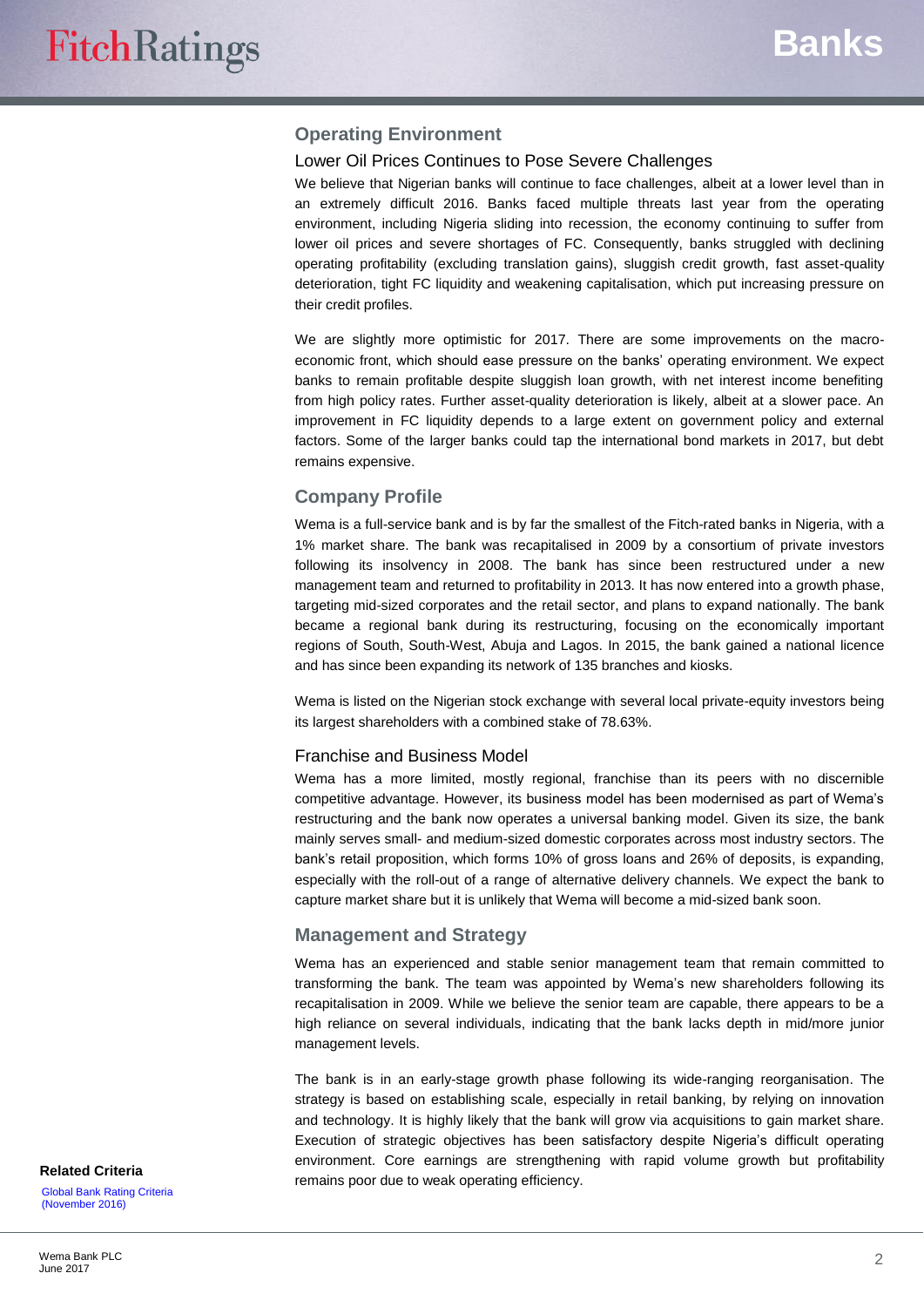## Operating Environment

### Lower Oil Prices Continues to Pose Severe Challenges

We believe that Nigerian banks will continue to face challenges, albeit at a lower level than in an extremely difficult 2016. Banks faced multiple threats last year from the operating environment, including Nigeria sliding into recession, the economy continuing to suffer from lower oil prices and severe shortages of FC. Consequently, banks struggled with declining operating profitability (excluding translation gains), sluggish credit growth, fast asset-quality deterioration, tight FC liquidity and weakening capitalisation, which put increasing pressure on their credit profiles.

We are slightly more optimistic for 2017. There are some improvements on the macro-economic front, which should ease pressure on the banks' operating environment. We expect banks to remain profitable despite sluggish loan growth, with net interest income benefiting from high policy rates. Further asset-quality deterioration is likely, albeit at a slower pace. An improvement in FC liquidity depends to a large extent on government policy and external factors. Some of the larger banks could tap the international bond markets in 2017, but debt remains expensive.

## Company Profile

Wema is a full-service bank and is by far the smallest of the Fitch-rated banks in Nigeria, with a 1% market share. The bank was recapitalised in 2009 by a consortium of private investors following its insolvency in 2008. The bank has since been restructured under a new management team and returned to profitability in 2013. It has now entered into a growth phase, targeting mid-sized corporates and the retail sector, and plans to expand nationally. The bank became a regional bank during its restructuring, focusing on the economically important regions of South, South-West, Abuja and Lagos. In 2015, the bank gained a national licence and has since been expanding its network of 135 branches and kiosks.

Wema is listed on the Nigerian stock exchange with several local private-equity investors being its largest shareholders with a combined stake of 78.63%.

### Franchise and Business Model

Wema has a more limited, mostly regional, franchise than its peers with no discernible competitive advantage. However, its business model has been modernised as part of Wema's restructuring and the bank now operates a universal banking model. Given its size, the bank mainly serves small- and medium-sized domestic corporates across most industry sectors. The bank's retail proposition, which forms 10% of gross loans and 26% of deposits, is expanding, especially with the roll-out of a range of alternative delivery channels. We expect the bank to capture market share but it is unlikely that Wema will become a mid-sized bank soon.

## Management and Strategy

Wema has an experienced and stable senior management team that remain committed to transforming the bank. The team was appointed by Wema's new shareholders following its recapitalisation in 2009. While we believe the senior team are capable, there appears to be a high reliance on several individuals, indicating that the bank lacks depth in mid/more junior management levels.

The bank is in an early-stage growth phase following its wide-ranging reorganisation. The strategy is based on establishing scale, especially in retail banking, by relying on innovation and technology. It is highly likely that the bank will grow via acquisitions to gain market share. Execution of strategic objectives has been satisfactory despite Nigeria's difficult operating environment. Core earnings are strengthening with rapid volume growth but profitability remains poor due to weak operating efficiency.

**Related Criteria**

Global Bank Rating Criteria (November 2016)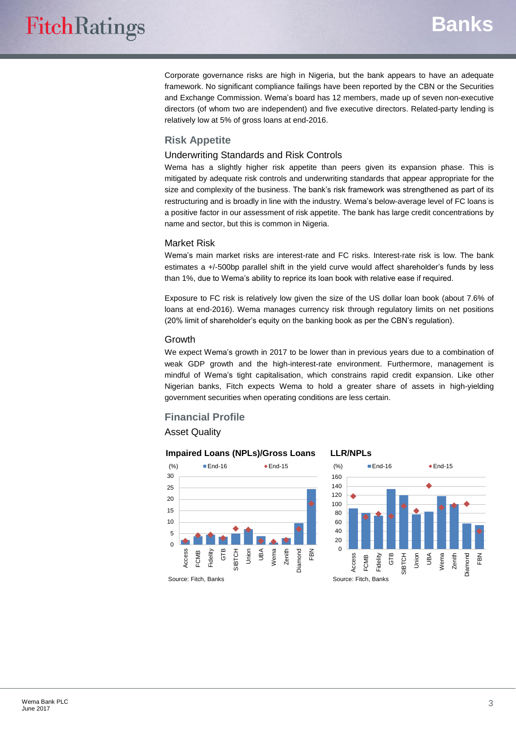Corporate governance risks are high in Nigeria, but the bank appears to have an adequate framework. No significant compliance failings have been reported by the CBN or the Securities and Exchange Commission. Wema's board has 12 members, made up of seven non-executive directors (of whom two are independent) and five executive directors. Related-party lending is relatively low at 5% of gross loans at end-2016.

## Risk Appetite

### Underwriting Standards and Risk Controls

Wema has a slightly higher risk appetite than peers given its expansion phase. This is mitigated by adequate risk controls and underwriting standards that appear appropriate for the size and complexity of the business. The bank's risk framework was strengthened as part of its restructuring and is broadly in line with the industry. Wema's below-average level of FC loans is a positive factor in our assessment of risk appetite. The bank has large credit concentrations by name and sector, but this is common in Nigeria.

### Market Risk

Wema's main market risks are interest-rate and FC risks. Interest-rate risk is low. The bank estimates a +/-500bp parallel shift in the yield curve would affect shareholder's funds by less than 1%, due to Wema's ability to reprice its loan book with relative ease if required.

Exposure to FC risk is relatively low given the size of the US dollar loan book (about 7.6% of loans at end-2016). Wema manages currency risk through regulatory limits on net positions (20% limit of shareholder's equity on the banking book as per the CBN's regulation).

### Growth

We expect Wema's growth in 2017 to be lower than in previous years due to a combination of weak GDP growth and the high-interest-rate environment. Furthermore, management is mindful of Wema's tight capitalisation, which constrains rapid credit expansion. Like other Nigerian banks, Fitch expects Wema to hold a greater share of assets in high-yielding government securities when operating conditions are less certain.

## Financial Profile

### Asset Quality

**Impaired Loans (NPLs)/Gross Loans**

(%) — End-16 (bars), End-15 (markers)

Banks: Access, FCMB, Fidelity, GTB, SIBTCH, Union, UBA, Wema, Zenith, Diamond, FBN

Source: Fitch, Banks

**LLR/NPLs**

(%) — End-16 (bars), End-15 (markers)

Banks: Access, FCMB, Fidelity, GTB, SIBTCH, Union, UBA, Wema, Zenith, Diamond, FBN

Source: Fitch, Banks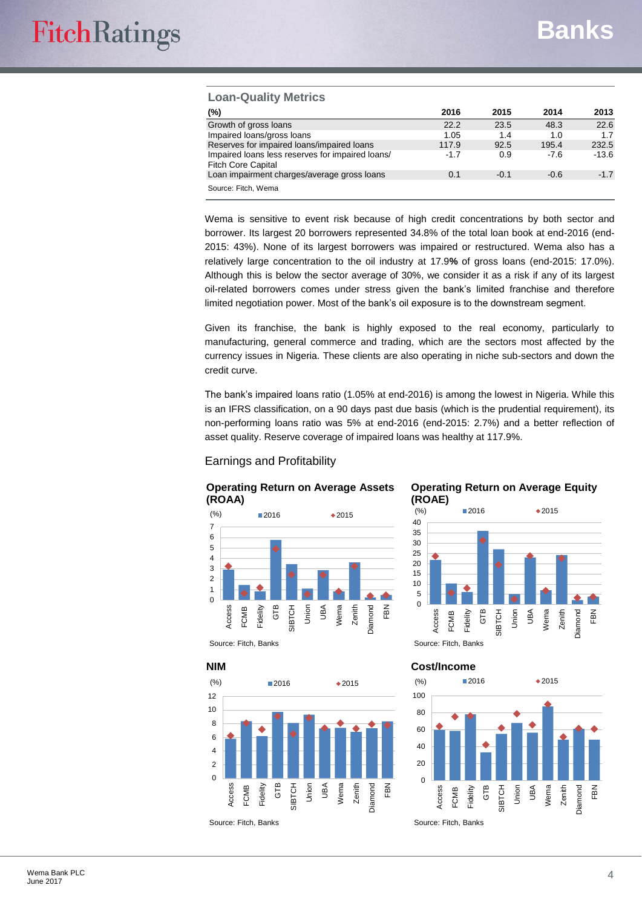### Loan-Quality Metrics

| (%) | 2016 | 2015 | 2014 | 2013 |
|---|---|---|---|---|
| Growth of gross loans | 22.2 | 23.5 | 48.3 | 22.6 |
| Impaired loans/gross loans | 1.05 | 1.4 | 1.0 | 1.7 |
| Reserves for impaired loans/impaired loans | 117.9 | 92.5 | 195.4 | 232.5 |
| Impaired loans less reserves for impaired loans/ Fitch Core Capital | -1.7 | 0.9 | -7.6 | -13.6 |
| Loan impairment charges/average gross loans | 0.1 | -0.1 | -0.6 | -1.7 |

Source: Fitch, Wema

Wema is sensitive to event risk because of high credit concentrations by both sector and borrower. Its largest 20 borrowers represented 34.8% of the total loan book at end-2016 (end-2015: 43%). None of its largest borrowers was impaired or restructured. Wema also has a relatively large concentration to the oil industry at 17.9**%** of gross loans (end-2015: 17.0%). Although this is below the sector average of 30%, we consider it as a risk if any of its largest oil-related borrowers comes under stress given the bank's limited franchise and therefore limited negotiation power. Most of the bank's oil exposure is to the downstream segment.

Given its franchise, the bank is highly exposed to the real economy, particularly to manufacturing, general commerce and trading, which are the sectors most affected by the currency issues in Nigeria. These clients are also operating in niche sub-sectors and down the credit curve.

The bank's impaired loans ratio (1.05% at end-2016) is among the lowest in Nigeria. While this is an IFRS classification, on a 90 days past due basis (which is the prudential requirement), its non-performing loans ratio was 5% at end-2016 (end-2015: 2.7%) and a better reflection of asset quality. Reserve coverage of impaired loans was healthy at 117.9%.

## Earnings and Profitability

**Operating Return on Average Assets (ROAA)**

Source: Fitch, Banks

**Operating Return on Average Equity (ROAE)**

Source: Fitch, Banks

**NIM**

Source: Fitch, Banks

**Cost/Income**

Source: Fitch, Banks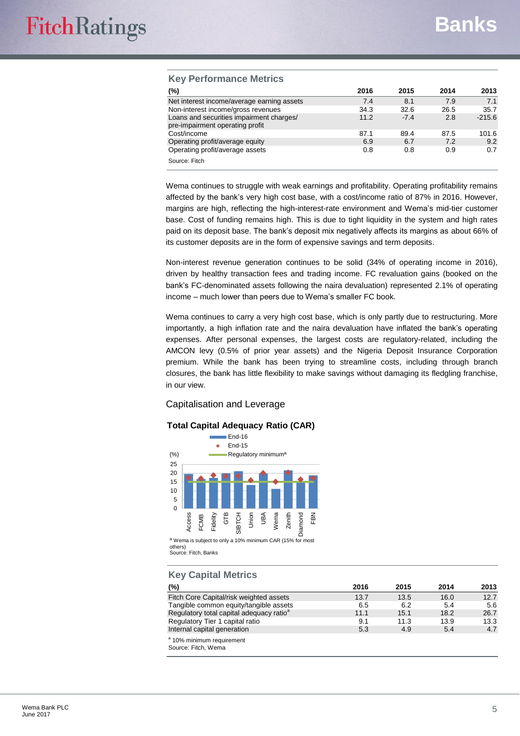### Key Performance Metrics

| (%) | 2016 | 2015 | 2014 | 2013 |
|---|---|---|---|---|
| Net interest income/average earning assets | 7.4 | 8.1 | 7.9 | 7.1 |
| Non-interest income/gross revenues | 34.3 | 32.6 | 26.5 | 35.7 |
| Loans and securities impairment charges/ pre-impairment operating profit | 11.2 | -7.4 | 2.8 | -215.6 |
| Cost/income | 87.1 | 89.4 | 87.5 | 101.6 |
| Operating profit/average equity | 6.9 | 6.7 | 7.2 | 9.2 |
| Operating profit/average assets | 0.8 | 0.8 | 0.9 | 0.7 |

Source: Fitch

Wema continues to struggle with weak earnings and profitability. Operating profitability remains affected by the bank's very high cost base, with a cost/income ratio of 87% in 2016. However, margins are high, reflecting the high-interest-rate environment and Wema's mid-tier customer base. Cost of funding remains high. This is due to tight liquidity in the system and high rates paid on its deposit base. The bank's deposit mix negatively affects its margins as about 66% of its customer deposits are in the form of expensive savings and term deposits.

Non-interest revenue generation continues to be solid (34% of operating income in 2016), driven by healthy transaction fees and trading income. FC revaluation gains (booked on the bank's FC-denominated assets following the naira devaluation) represented 2.1% of operating income – much lower than peers due to Wema's smaller FC book.

Wema continues to carry a very high cost base, which is only partly due to restructuring. More importantly, a high inflation rate and the naira devaluation have inflated the bank's operating expenses. After personal expenses, the largest costs are regulatory-related, including the AMCON levy (0.5% of prior year assets) and the Nigeria Deposit Insurance Corporation premium. While the bank has been trying to streamline costs, including through branch closures, the bank has little flexibility to make savings without damaging its fledgling franchise, in our view.

## Capitalisation and Leverage

### Total Capital Adequacy Ratio (CAR)

Legend: End-16; End-15; Regulatory minimum[a]

(%) Banks: Access, FCMB, Fidelity, GTB, SIBTCH, Union, UBA, Wema, Zenith, Diamond, FBN

[a] Wema is subject to only a 10% minimum CAR (15% for most others)
Source: Fitch, Banks

### Key Capital Metrics

| (%) | 2016 | 2015 | 2014 | 2013 |
|---|---|---|---|---|
| Fitch Core Capital/risk weighted assets | 13.7 | 13.5 | 16.0 | 12.7 |
| Tangible common equity/tangible assets | 6.5 | 6.2 | 5.4 | 5.6 |
| Regulatory total capital adequacy ratio[a] | 11.1 | 15.1 | 18.2 | 26.7 |
| Regulatory Tier 1 capital ratio | 9.1 | 11.3 | 13.9 | 13.3 |
| Internal capital generation | 5.3 | 4.9 | 5.4 | 4.7 |

[a] 10% minimum requirement
Source: Fitch, Wema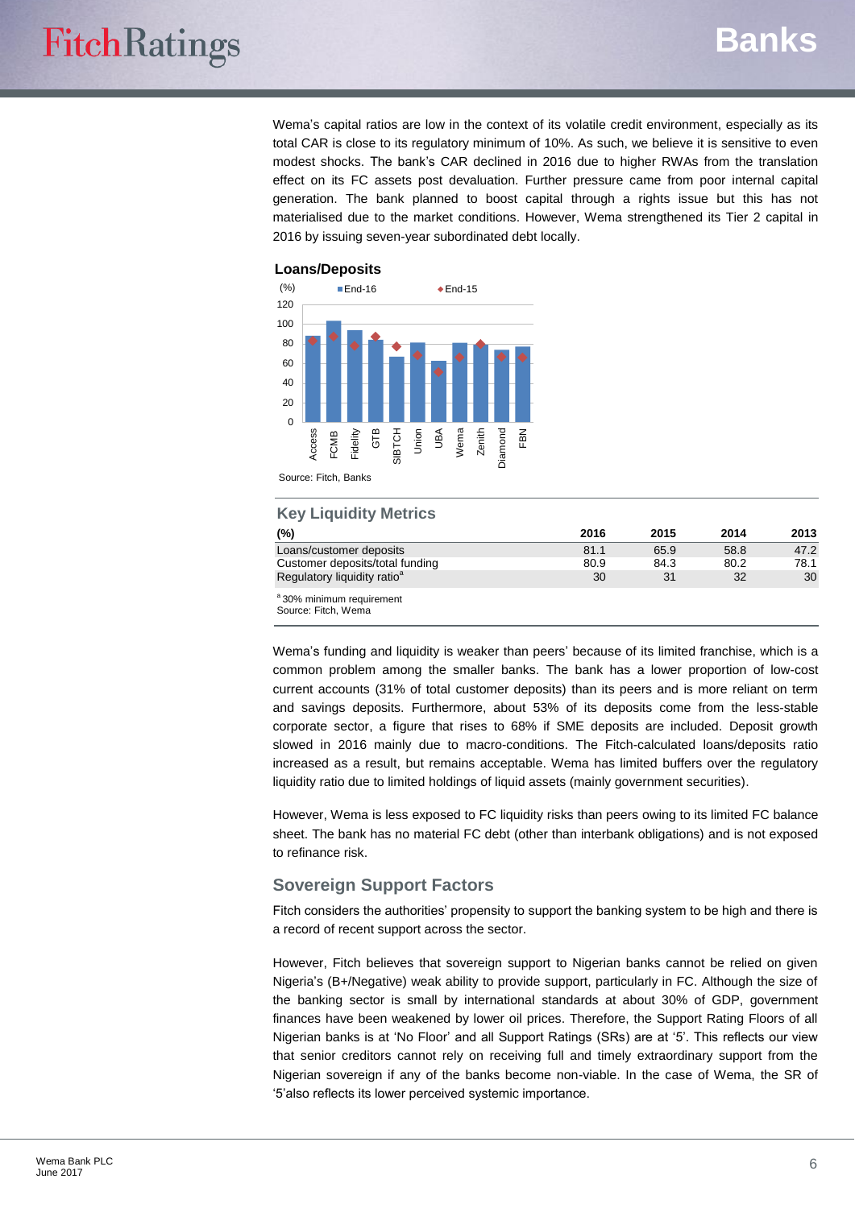Wema's capital ratios are low in the context of its volatile credit environment, especially as its total CAR is close to its regulatory minimum of 10%. As such, we believe it is sensitive to even modest shocks. The bank's CAR declined in 2016 due to higher RWAs from the translation effect on its FC assets post devaluation. Further pressure came from poor internal capital generation. The bank planned to boost capital through a rights issue but this has not materialised due to the market conditions. However, Wema strengthened its Tier 2 capital in 2016 by issuing seven-year subordinated debt locally.

**Loans/Deposits**

(%) ■End-16 ◆End-15

Access, FCMB, Fidelity, GTB, SIBTCH, Union, UBA, Wema, Zenith, Diamond, FBN

Source: Fitch, Banks

### Key Liquidity Metrics

| (%) | 2016 | 2015 | 2014 | 2013 |
|---|---|---|---|---|
| Loans/customer deposits | 81.1 | 65.9 | 58.8 | 47.2 |
| Customer deposits/total funding | 80.9 | 84.3 | 80.2 | 78.1 |
| Regulatory liquidity ratio[a] | 30 | 31 | 32 | 30 |

[a] 30% minimum requirement
Source: Fitch, Wema

Wema's funding and liquidity is weaker than peers' because of its limited franchise, which is a common problem among the smaller banks. The bank has a lower proportion of low-cost current accounts (31% of total customer deposits) than its peers and is more reliant on term and savings deposits. Furthermore, about 53% of its deposits come from the less-stable corporate sector, a figure that rises to 68% if SME deposits are included. Deposit growth slowed in 2016 mainly due to macro-conditions. The Fitch-calculated loans/deposits ratio increased as a result, but remains acceptable. Wema has limited buffers over the regulatory liquidity ratio due to limited holdings of liquid assets (mainly government securities).

However, Wema is less exposed to FC liquidity risks than peers owing to its limited FC balance sheet. The bank has no material FC debt (other than interbank obligations) and is not exposed to refinance risk.

## Sovereign Support Factors

Fitch considers the authorities' propensity to support the banking system to be high and there is a record of recent support across the sector.

However, Fitch believes that sovereign support to Nigerian banks cannot be relied on given Nigeria's (B+/Negative) weak ability to provide support, particularly in FC. Although the size of the banking sector is small by international standards at about 30% of GDP, government finances have been weakened by lower oil prices. Therefore, the Support Rating Floors of all Nigerian banks is at 'No Floor' and all Support Ratings (SRs) are at '5'. This reflects our view that senior creditors cannot rely on receiving full and timely extraordinary support from the Nigerian sovereign if any of the banks become non-viable. In the case of Wema, the SR of '5'also reflects its lower perceived systemic importance.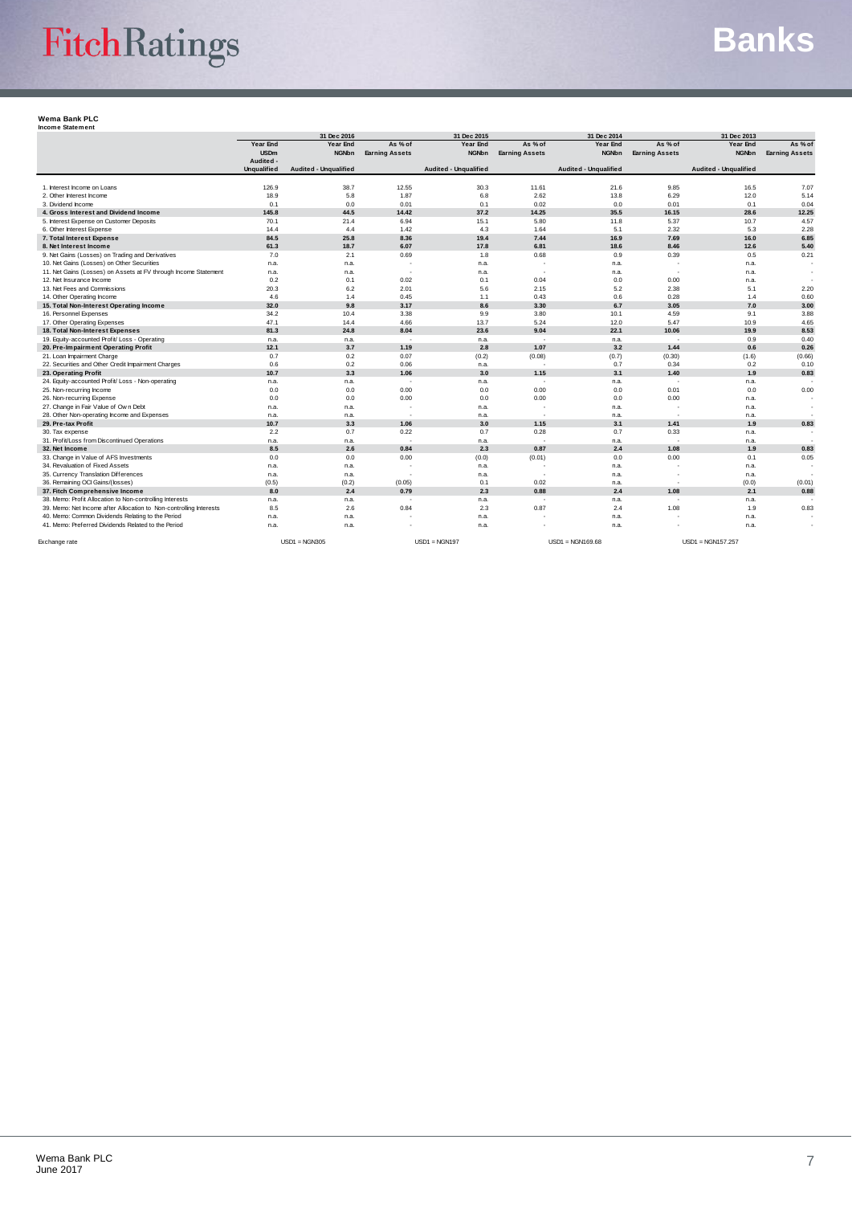**Wema Bank PLC**
**Income Statement**

| | 31 Dec 2016 | | | 31 Dec 2015 | | 31 Dec 2014 | | 31 Dec 2013 | |
|---|---|---|---|---|---|---|---|---|---|
| | Year End USDm Audited - Unqualified | Year End NGNbn Audited - Unqualified | As % of Earning Assets | Year End NGNbn Audited - Unqualified | As % of Earning Assets | Year End NGNbn Audited - Unqualified | As % of Earning Assets | Year End NGNbn Audited - Unqualified | As % of Earning Assets |
| 1. Interest Income on Loans | 126.9 | 38.7 | 12.55 | 30.3 | 11.61 | 21.6 | 9.85 | 16.5 | 7.07 |
| 2. Other Interest Income | 18.9 | 5.8 | 1.87 | 6.8 | 2.62 | 13.8 | 6.29 | 12.0 | 5.14 |
| 3. Dividend Income | 0.1 | 0.0 | 0.01 | 0.1 | 0.02 | 0.0 | 0.01 | 0.1 | 0.04 |
| **4. Gross Interest and Dividend Income** | **145.8** | **44.5** | **14.42** | **37.2** | **14.25** | **35.5** | **16.15** | **28.6** | **12.25** |
| 5. Interest Expense on Customer Deposits | 70.1 | 21.4 | 6.94 | 15.1 | 5.80 | 11.8 | 5.37 | 10.7 | 4.57 |
| 6. Other Interest Expense | 14.4 | 4.4 | 1.42 | 4.3 | 1.64 | 5.1 | 2.32 | 5.3 | 2.28 |
| **7. Total Interest Expense** | **84.5** | **25.8** | **8.36** | **19.4** | **7.44** | **16.9** | **7.69** | **16.0** | **6.85** |
| **8. Net Interest Income** | **61.3** | **18.7** | **6.07** | **17.8** | **6.81** | **18.6** | **8.46** | **12.6** | **5.40** |
| 9. Net Gains (Losses) on Trading and Derivatives | 7.0 | 2.1 | 0.69 | 1.8 | 0.68 | 0.9 | 0.39 | 0.5 | 0.21 |
| 10. Net Gains (Losses) on Other Securities | n.a. | n.a. | - | n.a. | - | n.a. | - | n.a. | - |
| 11. Net Gains (Losses) on Assets at FV through Income Statement | n.a. | n.a. | - | n.a. | - | n.a. | - | n.a. | - |
| 12. Net Insurance Income | 0.2 | 0.1 | 0.02 | 0.1 | 0.04 | 0.0 | 0.00 | n.a. | - |
| 13. Net Fees and Commissions | 20.3 | 6.2 | 2.01 | 5.6 | 2.15 | 5.2 | 2.38 | 5.1 | 2.20 |
| 14. Other Operating Income | 4.6 | 1.4 | 0.45 | 1.1 | 0.43 | 0.6 | 0.28 | 1.4 | 0.60 |
| **15. Total Non-Interest Operating Income** | **32.0** | **9.8** | **3.17** | **8.6** | **3.30** | **6.7** | **3.05** | **7.0** | **3.00** |
| 16. Personnel Expenses | 34.2 | 10.4 | 3.38 | 9.9 | 3.80 | 10.1 | 4.59 | 9.1 | 3.88 |
| 17. Other Operating Expenses | 47.1 | 14.4 | 4.66 | 13.7 | 5.24 | 12.0 | 5.47 | 10.9 | 4.65 |
| **18. Total Non-Interest Expenses** | **81.3** | **24.8** | **8.04** | **23.6** | **9.04** | **22.1** | **10.06** | **19.9** | **8.53** |
| 19. Equity-accounted Profit/ Loss - Operating | n.a. | n.a. | - | n.a. | - | n.a. | - | 0.9 | 0.40 |
| **20. Pre-Impairment Operating Profit** | **12.1** | **3.7** | **1.19** | **2.8** | **1.07** | **3.2** | **1.44** | **0.6** | **0.26** |
| 21. Loan Impairment Charge | 0.7 | 0.2 | 0.07 | (0.2) | (0.08) | (0.7) | (0.30) | (1.6) | (0.66) |
| 22. Securities and Other Credit Impairment Charges | 0.6 | 0.2 | 0.06 | n.a. | - | 0.7 | 0.34 | 0.2 | 0.10 |
| **23. Operating Profit** | **10.7** | **3.3** | **1.06** | **3.0** | **1.15** | **3.1** | **1.40** | **1.9** | **0.83** |
| 24. Equity-accounted Profit/ Loss - Non-operating | n.a. | n.a. | - | n.a. | - | n.a. | - | n.a. | - |
| 25. Non-recurring Income | 0.0 | 0.0 | 0.00 | 0.0 | 0.00 | 0.0 | 0.01 | 0.0 | 0.00 |
| 26. Non-recurring Expense | 0.0 | 0.0 | 0.00 | 0.0 | 0.00 | 0.0 | 0.00 | n.a. | - |
| 27. Change in Fair Value of Own Debt | n.a. | n.a. | - | n.a. | - | n.a. | - | n.a. | - |
| 28. Other Non-operating Income and Expenses | n.a. | n.a. | - | n.a. | - | n.a. | - | n.a. | - |
| **29. Pre-tax Profit** | **10.7** | **3.3** | **1.06** | **3.0** | **1.15** | **3.1** | **1.41** | **1.9** | **0.83** |
| 30. Tax expense | 2.2 | 0.7 | 0.22 | 0.7 | 0.28 | 0.7 | 0.33 | n.a. | - |
| 31. Profit/Loss from Discontinued Operations | n.a. | n.a. | - | n.a. | - | n.a. | - | n.a. | - |
| **32. Net Income** | **8.5** | **2.6** | **0.84** | **2.3** | **0.87** | **2.4** | **1.08** | **1.9** | **0.83** |
| 33. Change in Value of AFS Investments | 0.0 | 0.0 | 0.00 | (0.0) | (0.01) | 0.0 | 0.00 | 0.1 | 0.05 |
| 34. Revaluation of Fixed Assets | n.a. | n.a. | - | n.a. | - | n.a. | - | n.a. | - |
| 35. Currency Translation Differences | n.a. | n.a. | - | n.a. | - | n.a. | - | n.a. | - |
| 36. Remaining OCI Gains/(losses) | (0.5) | (0.2) | (0.05) | 0.1 | 0.02 | n.a. | - | (0.0) | (0.01) |
| **37. Fitch Comprehensive Income** | **8.0** | **2.4** | **0.79** | **2.3** | **0.88** | **2.4** | **1.08** | **2.1** | **0.88** |
| 38. Memo: Profit Allocation to Non-controlling Interests | n.a. | n.a. | - | n.a. | - | n.a. | - | n.a. | - |
| 39. Memo: Net Income after Allocation to Non-controlling Interests | 8.5 | 2.6 | 0.84 | 2.3 | 0.87 | 2.4 | 1.08 | 1.9 | 0.83 |
| 40. Memo: Common Dividends Relating to the Period | n.a. | n.a. | - | n.a. | - | n.a. | - | n.a. | - |
| 41. Memo: Preferred Dividends Related to the Period | n.a. | n.a. | - | n.a. | - | n.a. | - | n.a. | - |
| Exchange rate | | USD1 = NGN305 | | USD1 = NGN197 | | USD1 = NGN169.68 | | USD1 = NGN157.257 | |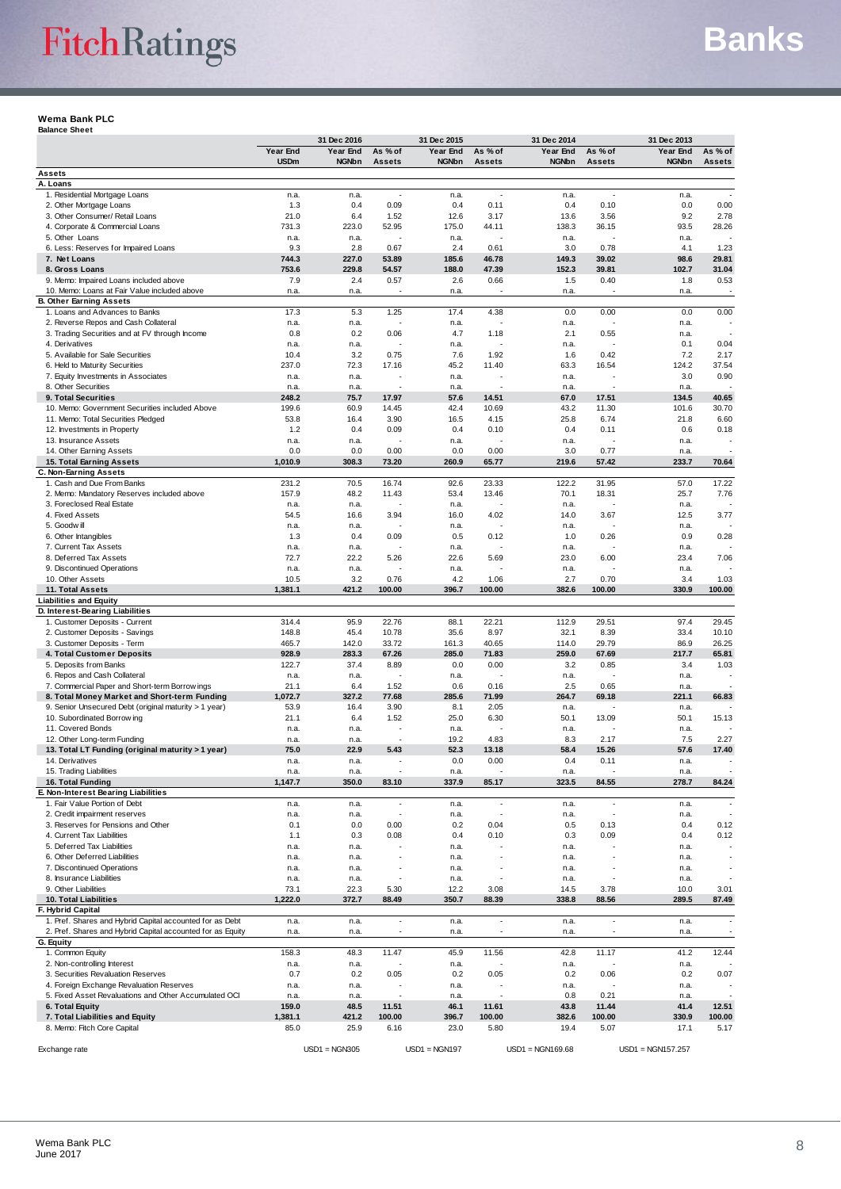**Wema Bank PLC**
**Balance Sheet**

| | 31 Dec 2016 | | | 31 Dec 2015 | | 31 Dec 2014 | | 31 Dec 2013 | |
|---|---|---|---|---|---|---|---|---|---|
| | Year End USDm | Year End NGNbn | As % of Assets | Year End NGNbn | As % of Assets | Year End NGNbn | As % of Assets | Year End NGNbn | As % of Assets |
| **Assets** | | | | | | | | | |
| **A. Loans** | | | | | | | | | |
| 1. Residential Mortgage Loans | n.a. | n.a. | - | n.a. | - | n.a. | - | n.a. | - |
| 2. Other Mortgage Loans | 1.3 | 0.4 | 0.09 | 0.4 | 0.11 | 0.4 | 0.10 | 0.0 | 0.00 |
| 3. Other Consumer/ Retail Loans | 21.0 | 6.4 | 1.52 | 12.6 | 3.17 | 13.6 | 3.56 | 9.2 | 2.78 |
| 4. Corporate & Commercial Loans | 731.3 | 223.0 | 52.95 | 175.0 | 44.11 | 138.3 | 36.15 | 93.5 | 28.26 |
| 5. Other Loans | n.a. | n.a. | - | n.a. | - | n.a. | - | n.a. | - |
| 6. Less: Reserves for Impaired Loans | 9.3 | 2.8 | 0.67 | 2.4 | 0.61 | 3.0 | 0.78 | 4.1 | 1.23 |
| **7. Net Loans** | **744.3** | **227.0** | **53.89** | **185.6** | **46.78** | **149.3** | **39.02** | **98.6** | **29.81** |
| **8. Gross Loans** | **753.6** | **229.8** | **54.57** | **188.0** | **47.39** | **152.3** | **39.81** | **102.7** | **31.04** |
| 9. Memo: Impaired Loans included above | 7.9 | 2.4 | 0.57 | 2.6 | 0.66 | 1.5 | 0.40 | 1.8 | 0.53 |
| 10. Memo: Loans at Fair Value included above | n.a. | n.a. | - | n.a. | - | n.a. | - | n.a. | - |
| **B. Other Earning Assets** | | | | | | | | | |
| 1. Loans and Advances to Banks | 17.3 | 5.3 | 1.25 | 17.4 | 4.38 | 0.0 | 0.00 | 0.0 | 0.00 |
| 2. Reverse Repos and Cash Collateral | n.a. | n.a. | - | n.a. | - | n.a. | - | n.a. | - |
| 3. Trading Securities and at FV through Income | 0.8 | 0.2 | 0.06 | 4.7 | 1.18 | 2.1 | 0.55 | n.a. | - |
| 4. Derivatives | n.a. | n.a. | - | n.a. | - | n.a. | - | 0.1 | 0.04 |
| 5. Available for Sale Securities | 10.4 | 3.2 | 0.75 | 7.6 | 1.92 | 1.6 | 0.42 | 7.2 | 2.17 |
| 6. Held to Maturity Securities | 237.0 | 72.3 | 17.16 | 45.2 | 11.40 | 63.3 | 16.54 | 124.2 | 37.54 |
| 7. Equity Investments in Associates | n.a. | n.a. | - | n.a. | - | n.a. | - | 3.0 | 0.90 |
| 8. Other Securities | n.a. | n.a. | - | n.a. | - | n.a. | - | n.a. | - |
| **9. Total Securities** | **248.2** | **75.7** | **17.97** | **57.6** | **14.51** | **67.0** | **17.51** | **134.5** | **40.65** |
| 10. Memo: Government Securities included Above | 199.6 | 60.9 | 14.45 | 42.4 | 10.69 | 43.2 | 11.30 | 101.6 | 30.70 |
| 11. Memo: Total Securities Pledged | 53.8 | 16.4 | 3.90 | 16.5 | 4.15 | 25.8 | 6.74 | 21.8 | 6.60 |
| 12. Investments in Property | 1.2 | 0.4 | 0.09 | 0.4 | 0.10 | 0.4 | 0.11 | 0.6 | 0.18 |
| 13. Insurance Assets | n.a. | n.a. | - | n.a. | - | n.a. | - | n.a. | - |
| 14. Other Earning Assets | 0.0 | 0.0 | 0.00 | 0.0 | 0.00 | 3.0 | 0.77 | n.a. | - |
| **15. Total Earning Assets** | **1,010.9** | **308.3** | **73.20** | **260.9** | **65.77** | **219.6** | **57.42** | **233.7** | **70.64** |
| **C. Non-Earning Assets** | | | | | | | | | |
| 1. Cash and Due From Banks | 231.2 | 70.5 | 16.74 | 92.6 | 23.33 | 122.2 | 31.95 | 57.0 | 17.22 |
| 2. Memo: Mandatory Reserves included above | 157.9 | 48.2 | 11.43 | 53.4 | 13.46 | 70.1 | 18.31 | 25.7 | 7.76 |
| 3. Foreclosed Real Estate | n.a. | n.a. | - | n.a. | - | n.a. | - | n.a. | - |
| 4. Fixed Assets | 54.5 | 16.6 | 3.94 | 16.0 | 4.02 | 14.0 | 3.67 | 12.5 | 3.77 |
| 5. Goodwill | n.a. | n.a. | - | n.a. | - | n.a. | - | n.a. | - |
| 6. Other Intangibles | 1.3 | 0.4 | 0.09 | 0.5 | 0.12 | 1.0 | 0.26 | 0.9 | 0.28 |
| 7. Current Tax Assets | n.a. | n.a. | - | n.a. | - | n.a. | - | n.a. | - |
| 8. Deferred Tax Assets | 72.7 | 22.2 | 5.26 | 22.6 | 5.69 | 23.0 | 6.00 | 23.4 | 7.06 |
| 9. Discontinued Operations | n.a. | n.a. | - | n.a. | - | n.a. | - | n.a. | - |
| 10. Other Assets | 10.5 | 3.2 | 0.76 | 4.2 | 1.06 | 2.7 | 0.70 | 3.4 | 1.03 |
| **11. Total Assets** | **1,381.1** | **421.2** | **100.00** | **396.7** | **100.00** | **382.6** | **100.00** | **330.9** | **100.00** |
| **Liabilities and Equity** | | | | | | | | | |
| **D. Interest-Bearing Liabilities** | | | | | | | | | |
| 1. Customer Deposits - Current | 314.4 | 95.9 | 22.76 | 88.1 | 22.21 | 112.9 | 29.51 | 97.4 | 29.45 |
| 2. Customer Deposits - Savings | 148.8 | 45.4 | 10.78 | 35.6 | 8.97 | 32.1 | 8.39 | 33.4 | 10.10 |
| 3. Customer Deposits - Term | 465.7 | 142.0 | 33.72 | 161.3 | 40.65 | 114.0 | 29.79 | 86.9 | 26.25 |
| **4. Total Customer Deposits** | **928.9** | **283.3** | **67.26** | **285.0** | **71.83** | **259.0** | **67.69** | **217.7** | **65.81** |
| 5. Deposits from Banks | 122.7 | 37.4 | 8.89 | 0.0 | 0.00 | 3.2 | 0.85 | 3.4 | 1.03 |
| 6. Repos and Cash Collateral | n.a. | n.a. | - | n.a. | - | n.a. | - | n.a. | - |
| 7. Commercial Paper and Short-term Borrowings | 21.1 | 6.4 | 1.52 | 0.6 | 0.16 | 2.5 | 0.65 | n.a. | - |
| **8. Total Money Market and Short-term Funding** | **1,072.7** | **327.2** | **77.68** | **285.6** | **71.99** | **264.7** | **69.18** | **221.1** | **66.83** |
| 9. Senior Unsecured Debt (original maturity > 1 year) | 53.9 | 16.4 | 3.90 | 8.1 | 2.05 | n.a. | - | n.a. | - |
| 10. Subordinated Borrowing | 21.1 | 6.4 | 1.52 | 25.0 | 6.30 | 50.1 | 13.09 | 50.1 | 15.13 |
| 11. Covered Bonds | n.a. | n.a. | - | n.a. | - | n.a. | - | n.a. | - |
| 12. Other Long-term Funding | n.a. | n.a. | - | 19.2 | 4.83 | 8.3 | 2.17 | 7.5 | 2.27 |
| **13. Total LT Funding (original maturity > 1 year)** | **75.0** | **22.9** | **5.43** | **52.3** | **13.18** | **58.4** | **15.26** | **57.6** | **17.40** |
| 14. Derivatives | n.a. | n.a. | - | 0.0 | 0.00 | 0.4 | 0.11 | n.a. | - |
| 15. Trading Liabilities | n.a. | n.a. | - | n.a. | - | n.a. | - | n.a. | - |
| **16. Total Funding** | **1,147.7** | **350.0** | **83.10** | **337.9** | **85.17** | **323.5** | **84.55** | **278.7** | **84.24** |
| **E. Non-Interest Bearing Liabilities** | | | | | | | | | |
| 1. Fair Value Portion of Debt | n.a. | n.a. | - | n.a. | - | n.a. | - | n.a. | - |
| 2. Credit impairment reserves | n.a. | n.a. | - | n.a. | - | n.a. | - | n.a. | - |
| 3. Reserves for Pensions and Other | 0.1 | 0.0 | 0.00 | 0.2 | 0.04 | 0.5 | 0.13 | 0.4 | 0.12 |
| 4. Current Tax Liabilities | 1.1 | 0.3 | 0.08 | 0.4 | 0.10 | 0.3 | 0.09 | 0.4 | 0.12 |
| 5. Deferred Tax Liabilities | n.a. | n.a. | - | n.a. | - | n.a. | - | n.a. | - |
| 6. Other Deferred Liabilities | n.a. | n.a. | - | n.a. | - | n.a. | - | n.a. | - |
| 7. Discontinued Operations | n.a. | n.a. | - | n.a. | - | n.a. | - | n.a. | - |
| 8. Insurance Liabilities | n.a. | n.a. | - | n.a. | - | n.a. | - | n.a. | - |
| 9. Other Liabilities | 73.1 | 22.3 | 5.30 | 12.2 | 3.08 | 14.5 | 3.78 | 10.0 | 3.01 |
| **10. Total Liabilities** | **1,222.0** | **372.7** | **88.49** | **350.7** | **88.39** | **338.8** | **88.56** | **289.5** | **87.49** |
| **F. Hybrid Capital** | | | | | | | | | |
| 1. Pref. Shares and Hybrid Capital accounted for as Debt | n.a. | n.a. | - | n.a. | - | n.a. | - | n.a. | - |
| 2. Pref. Shares and Hybrid Capital accounted for as Equity | n.a. | n.a. | - | n.a. | - | n.a. | - | n.a. | - |
| **G. Equity** | | | | | | | | | |
| 1. Common Equity | 158.3 | 48.3 | 11.47 | 45.9 | 11.56 | 42.8 | 11.17 | 41.2 | 12.44 |
| 2. Non-controlling Interest | n.a. | n.a. | - | n.a. | - | n.a. | - | n.a. | - |
| 3. Securities Revaluation Reserves | 0.7 | 0.2 | 0.05 | 0.2 | 0.05 | 0.2 | 0.06 | 0.2 | 0.07 |
| 4. Foreign Exchange Revaluation Reserves | n.a. | n.a. | - | n.a. | - | n.a. | - | n.a. | - |
| 5. Fixed Asset Revaluations and Other Accumulated OCI | n.a. | n.a. | - | n.a. | - | 0.8 | 0.21 | n.a. | - |
| **6. Total Equity** | **159.0** | **48.5** | **11.51** | **46.1** | **11.61** | **43.8** | **11.44** | **41.4** | **12.51** |
| **7. Total Liabilities and Equity** | **1,381.1** | **421.2** | **100.00** | **396.7** | **100.00** | **382.6** | **100.00** | **330.9** | **100.00** |
| 8. Memo: Fitch Core Capital | 85.0 | 25.9 | 6.16 | 23.0 | 5.80 | 19.4 | 5.07 | 17.1 | 5.17 |
| Exchange rate | | USD1 = NGN305 | | USD1 = NGN197 | | USD1 = NGN169.68 | | USD1 = NGN157.257 | |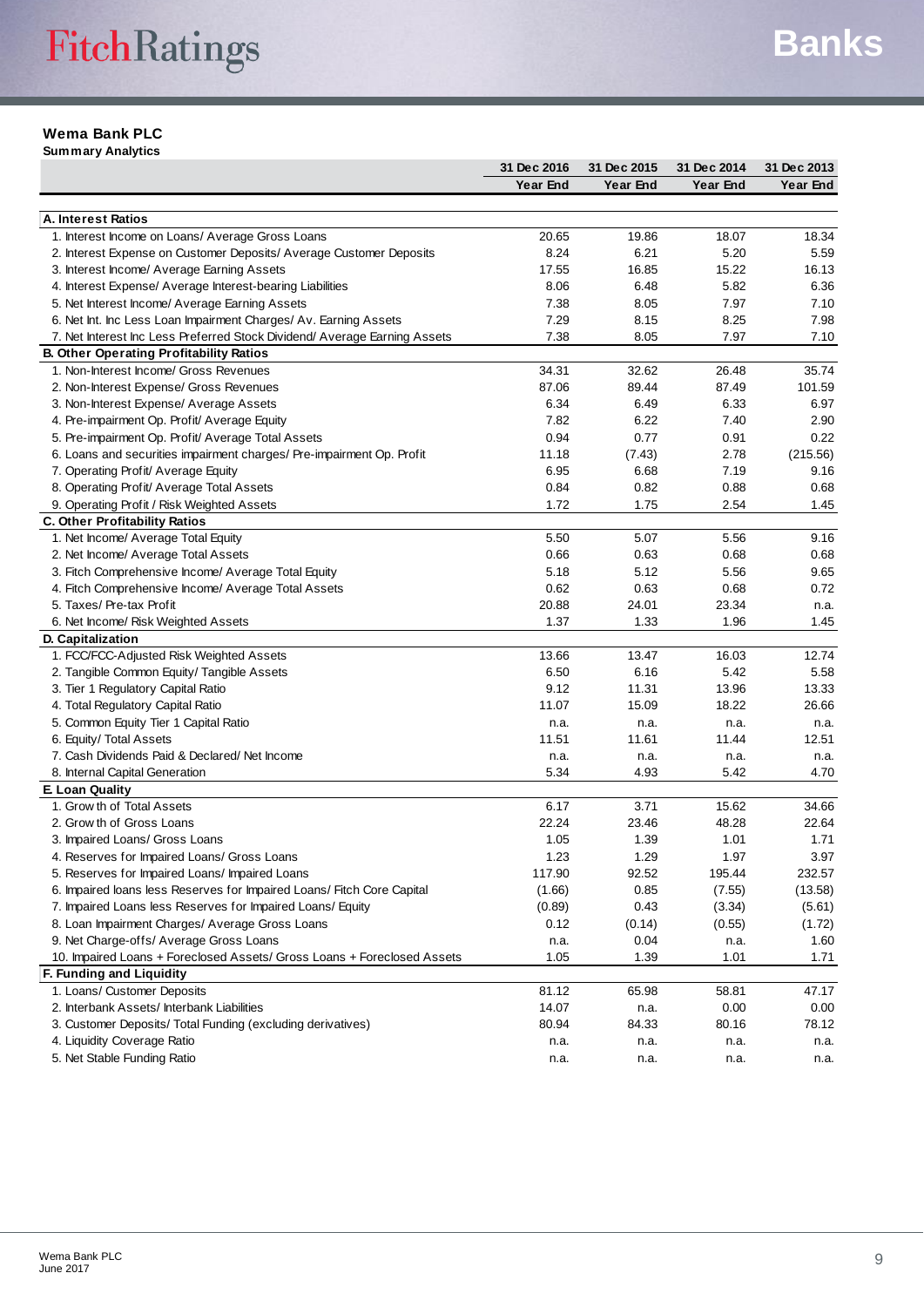## Wema Bank PLC

**Summary Analytics**

| | 31 Dec 2016 Year End | 31 Dec 2015 Year End | 31 Dec 2014 Year End | 31 Dec 2013 Year End |
|---|---|---|---|---|
| **A. Interest Ratios** | | | | |
| 1. Interest Income on Loans/ Average Gross Loans | 20.65 | 19.86 | 18.07 | 18.34 |
| 2. Interest Expense on Customer Deposits/ Average Customer Deposits | 8.24 | 6.21 | 5.20 | 5.59 |
| 3. Interest Income/ Average Earning Assets | 17.55 | 16.85 | 15.22 | 16.13 |
| 4. Interest Expense/ Average Interest-bearing Liabilities | 8.06 | 6.48 | 5.82 | 6.36 |
| 5. Net Interest Income/ Average Earning Assets | 7.38 | 8.05 | 7.97 | 7.10 |
| 6. Net Int. Inc Less Loan Impairment Charges/ Av. Earning Assets | 7.29 | 8.15 | 8.25 | 7.98 |
| 7. Net Interest Inc Less Preferred Stock Dividend/ Average Earning Assets | 7.38 | 8.05 | 7.97 | 7.10 |
| **B. Other Operating Profitability Ratios** | | | | |
| 1. Non-Interest Income/ Gross Revenues | 34.31 | 32.62 | 26.48 | 35.74 |
| 2. Non-Interest Expense/ Gross Revenues | 87.06 | 89.44 | 87.49 | 101.59 |
| 3. Non-Interest Expense/ Average Assets | 6.34 | 6.49 | 6.33 | 6.97 |
| 4. Pre-impairment Op. Profit/ Average Equity | 7.82 | 6.22 | 7.40 | 2.90 |
| 5. Pre-impairment Op. Profit/ Average Total Assets | 0.94 | 0.77 | 0.91 | 0.22 |
| 6. Loans and securities impairment charges/ Pre-impairment Op. Profit | 11.18 | (7.43) | 2.78 | (215.56) |
| 7. Operating Profit/ Average Equity | 6.95 | 6.68 | 7.19 | 9.16 |
| 8. Operating Profit/ Average Total Assets | 0.84 | 0.82 | 0.88 | 0.68 |
| 9. Operating Profit / Risk Weighted Assets | 1.72 | 1.75 | 2.54 | 1.45 |
| **C. Other Profitability Ratios** | | | | |
| 1. Net Income/ Average Total Equity | 5.50 | 5.07 | 5.56 | 9.16 |
| 2. Net Income/ Average Total Assets | 0.66 | 0.63 | 0.68 | 0.68 |
| 3. Fitch Comprehensive Income/ Average Total Equity | 5.18 | 5.12 | 5.56 | 9.65 |
| 4. Fitch Comprehensive Income/ Average Total Assets | 0.62 | 0.63 | 0.68 | 0.72 |
| 5. Taxes/ Pre-tax Profit | 20.88 | 24.01 | 23.34 | n.a. |
| 6. Net Income/ Risk Weighted Assets | 1.37 | 1.33 | 1.96 | 1.45 |
| **D. Capitalization** | | | | |
| 1. FCC/FCC-Adjusted Risk Weighted Assets | 13.66 | 13.47 | 16.03 | 12.74 |
| 2. Tangible Common Equity/ Tangible Assets | 6.50 | 6.16 | 5.42 | 5.58 |
| 3. Tier 1 Regulatory Capital Ratio | 9.12 | 11.31 | 13.96 | 13.33 |
| 4. Total Regulatory Capital Ratio | 11.07 | 15.09 | 18.22 | 26.66 |
| 5. Common Equity Tier 1 Capital Ratio | n.a. | n.a. | n.a. | n.a. |
| 6. Equity/ Total Assets | 11.51 | 11.61 | 11.44 | 12.51 |
| 7. Cash Dividends Paid & Declared/ Net Income | n.a. | n.a. | n.a. | n.a. |
| 8. Internal Capital Generation | 5.34 | 4.93 | 5.42 | 4.70 |
| **E. Loan Quality** | | | | |
| 1. Growth of Total Assets | 6.17 | 3.71 | 15.62 | 34.66 |
| 2. Growth of Gross Loans | 22.24 | 23.46 | 48.28 | 22.64 |
| 3. Impaired Loans/ Gross Loans | 1.05 | 1.39 | 1.01 | 1.71 |
| 4. Reserves for Impaired Loans/ Gross Loans | 1.23 | 1.29 | 1.97 | 3.97 |
| 5. Reserves for Impaired Loans/ Impaired Loans | 117.90 | 92.52 | 195.44 | 232.57 |
| 6. Impaired loans less Reserves for Impaired Loans/ Fitch Core Capital | (1.66) | 0.85 | (7.55) | (13.58) |
| 7. Impaired Loans less Reserves for Impaired Loans/ Equity | (0.89) | 0.43 | (3.34) | (5.61) |
| 8. Loan Impairment Charges/ Average Gross Loans | 0.12 | (0.14) | (0.55) | (1.72) |
| 9. Net Charge-offs/ Average Gross Loans | n.a. | 0.04 | n.a. | 1.60 |
| 10. Impaired Loans + Foreclosed Assets/ Gross Loans + Foreclosed Assets | 1.05 | 1.39 | 1.01 | 1.71 |
| **F. Funding and Liquidity** | | | | |
| 1. Loans/ Customer Deposits | 81.12 | 65.98 | 58.81 | 47.17 |
| 2. Interbank Assets/ Interbank Liabilities | 14.07 | n.a. | 0.00 | 0.00 |
| 3. Customer Deposits/ Total Funding (excluding derivatives) | 80.94 | 84.33 | 80.16 | 78.12 |
| 4. Liquidity Coverage Ratio | n.a. | n.a. | n.a. | n.a. |
| 5. Net Stable Funding Ratio | n.a. | n.a. | n.a. | n.a. |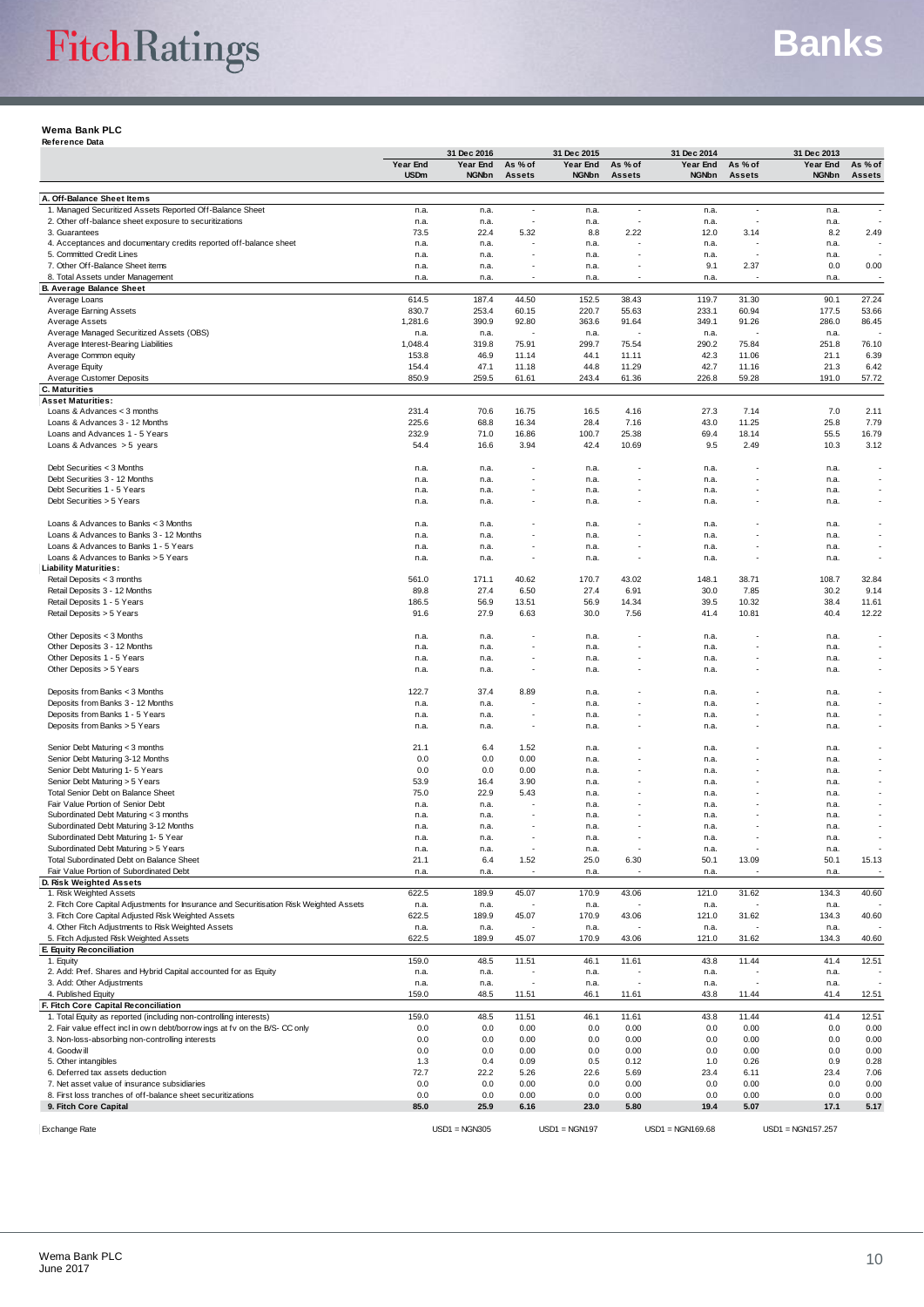**Wema Bank PLC**
**Reference Data**

| | 31 Dec 2016 | | | 31 Dec 2015 | | 31 Dec 2014 | | 31 Dec 2013 | |
|---|---|---|---|---|---|---|---|---|---|
| | Year End USDm | Year End NGNbn | As % of Assets | Year End NGNbn | As % of Assets | Year End NGNbn | As % of Assets | Year End NGNbn | As % of Assets |
| **A. Off-Balance Sheet Items** | | | | | | | | | |
| 1. Managed Securitized Assets Reported Off-Balance Sheet | n.a. | n.a. | - | n.a. | - | n.a. | - | n.a. | - |
| 2. Other off-balance sheet exposure to securitizations | n.a. | n.a. | - | n.a. | - | n.a. | - | n.a. | - |
| 3. Guarantees | 73.5 | 22.4 | 5.32 | 8.8 | 2.22 | 12.0 | 3.14 | 8.2 | 2.49 |
| 4. Acceptances and documentary credits reported off-balance sheet | n.a. | n.a. | - | n.a. | - | n.a. | - | n.a. | - |
| 5. Committed Credit Lines | n.a. | n.a. | - | n.a. | - | n.a. | - | n.a. | - |
| 7. Other Off-Balance Sheet items | n.a. | n.a. | - | n.a. | - | 9.1 | 2.37 | 0.0 | 0.00 |
| 8. Total Assets under Management | n.a. | n.a. | - | n.a. | - | n.a. | - | n.a. | - |
| **B. Average Balance Sheet** | | | | | | | | | |
| Average Loans | 614.5 | 187.4 | 44.50 | 152.5 | 38.43 | 119.7 | 31.30 | 90.1 | 27.24 |
| Average Earning Assets | 830.7 | 253.4 | 60.15 | 220.7 | 55.63 | 233.1 | 60.94 | 177.5 | 53.66 |
| Average Assets | 1,281.6 | 390.9 | 92.80 | 363.6 | 91.64 | 349.1 | 91.26 | 286.0 | 86.45 |
| Average Managed Securitized Assets (OBS) | n.a. | n.a. | - | n.a. | - | n.a. | - | n.a. | - |
| Average Interest-Bearing Liabilities | 1,048.4 | 319.8 | 75.91 | 299.7 | 75.54 | 290.2 | 75.84 | 251.8 | 76.10 |
| Average Common equity | 153.8 | 46.9 | 11.14 | 44.1 | 11.11 | 42.3 | 11.06 | 21.1 | 6.39 |
| Average Equity | 154.4 | 47.1 | 11.18 | 44.8 | 11.29 | 42.7 | 11.16 | 21.3 | 6.42 |
| Average Customer Deposits | 850.9 | 259.5 | 61.61 | 243.4 | 61.36 | 226.8 | 59.28 | 191.0 | 57.72 |
| **C. Maturities** | | | | | | | | | |
| **Asset Maturities:** | | | | | | | | | |
| Loans & Advances < 3 months | 231.4 | 70.6 | 16.75 | 16.5 | 4.16 | 27.3 | 7.14 | 7.0 | 2.11 |
| Loans & Advances 3 - 12 Months | 225.6 | 68.8 | 16.34 | 28.4 | 7.16 | 43.0 | 11.25 | 25.8 | 7.79 |
| Loans and Advances 1 - 5 Years | 232.9 | 71.0 | 16.86 | 100.7 | 25.38 | 69.4 | 18.14 | 55.5 | 16.79 |
| Loans & Advances > 5 years | 54.4 | 16.6 | 3.94 | 42.4 | 10.69 | 9.5 | 2.49 | 10.3 | 3.12 |
| Debt Securities < 3 Months | n.a. | n.a. | - | n.a. | - | n.a. | - | n.a. | - |
| Debt Securities 3 - 12 Months | n.a. | n.a. | - | n.a. | - | n.a. | - | n.a. | - |
| Debt Securities 1 - 5 Years | n.a. | n.a. | - | n.a. | - | n.a. | - | n.a. | - |
| Debt Securities > 5 Years | n.a. | n.a. | - | n.a. | - | n.a. | - | n.a. | - |
| Loans & Advances to Banks < 3 Months | n.a. | n.a. | - | n.a. | - | n.a. | - | n.a. | - |
| Loans & Advances to Banks 3 - 12 Months | n.a. | n.a. | - | n.a. | - | n.a. | - | n.a. | - |
| Loans & Advances to Banks 1 - 5 Years | n.a. | n.a. | - | n.a. | - | n.a. | - | n.a. | - |
| Loans & Advances to Banks > 5 Years | n.a. | n.a. | - | n.a. | - | n.a. | - | n.a. | - |
| **Liability Maturities:** | | | | | | | | | |
| Retail Deposits < 3 months | 561.0 | 171.1 | 40.62 | 170.7 | 43.02 | 148.1 | 38.71 | 108.7 | 32.84 |
| Retail Deposits 3 - 12 Months | 89.8 | 27.4 | 6.50 | 27.4 | 6.91 | 30.0 | 7.85 | 30.2 | 9.14 |
| Retail Deposits 1 - 5 Years | 186.5 | 56.9 | 13.51 | 56.9 | 14.34 | 39.5 | 10.32 | 38.4 | 11.61 |
| Retail Deposits > 5 Years | 91.6 | 27.9 | 6.63 | 30.0 | 7.56 | 41.4 | 10.81 | 40.4 | 12.22 |
| Other Deposits < 3 Months | n.a. | n.a. | - | n.a. | - | n.a. | - | n.a. | - |
| Other Deposits 3 - 12 Months | n.a. | n.a. | - | n.a. | - | n.a. | - | n.a. | - |
| Other Deposits 1 - 5 Years | n.a. | n.a. | - | n.a. | - | n.a. | - | n.a. | - |
| Other Deposits > 5 Years | n.a. | n.a. | - | n.a. | - | n.a. | - | n.a. | - |
| Deposits from Banks < 3 Months | 122.7 | 37.4 | 8.89 | n.a. | - | n.a. | - | n.a. | - |
| Deposits from Banks 3 - 12 Months | n.a. | n.a. | - | n.a. | - | n.a. | - | n.a. | - |
| Deposits from Banks 1 - 5 Years | n.a. | n.a. | - | n.a. | - | n.a. | - | n.a. | - |
| Deposits from Banks > 5 Years | n.a. | n.a. | - | n.a. | - | n.a. | - | n.a. | - |
| Senior Debt Maturing < 3 months | 21.1 | 6.4 | 1.52 | n.a. | - | n.a. | - | n.a. | - |
| Senior Debt Maturing 3-12 Months | 0.0 | 0.0 | 0.00 | n.a. | - | n.a. | - | n.a. | - |
| Senior Debt Maturing 1- 5 Years | 0.0 | 0.0 | 0.00 | n.a. | - | n.a. | - | n.a. | - |
| Senior Debt Maturing > 5 Years | 53.9 | 16.4 | 3.90 | n.a. | - | n.a. | - | n.a. | - |
| Total Senior Debt on Balance Sheet | 75.0 | 22.9 | 5.43 | n.a. | - | n.a. | - | n.a. | - |
| Fair Value Portion of Senior Debt | n.a. | n.a. | - | n.a. | - | n.a. | - | n.a. | - |
| Subordinated Debt Maturing < 3 months | n.a. | n.a. | - | n.a. | - | n.a. | - | n.a. | - |
| Subordinated Debt Maturing 3-12 Months | n.a. | n.a. | - | n.a. | - | n.a. | - | n.a. | - |
| Subordinated Debt Maturing 1- 5 Year | n.a. | n.a. | - | n.a. | - | n.a. | - | n.a. | - |
| Subordinated Debt Maturing > 5 Years | n.a. | n.a. | - | n.a. | - | n.a. | - | n.a. | - |
| Total Subordinated Debt on Balance Sheet | 21.1 | 6.4 | 1.52 | 25.0 | 6.30 | 50.1 | 13.09 | 50.1 | 15.13 |
| Fair Value Portion of Subordinated Debt | n.a. | n.a. | - | n.a. | - | n.a. | - | n.a. | - |
| **D. Risk Weighted Assets** | | | | | | | | | |
| 1. Risk Weighted Assets | 622.5 | 189.9 | 45.07 | 170.9 | 43.06 | 121.0 | 31.62 | 134.3 | 40.60 |
| 2. Fitch Core Capital Adjustments for Insurance and Securitisation Risk Weighted Assets | n.a. | n.a. | - | n.a. | - | n.a. | - | n.a. | - |
| 3. Fitch Core Capital Adjusted Risk Weighted Assets | 622.5 | 189.9 | 45.07 | 170.9 | 43.06 | 121.0 | 31.62 | 134.3 | 40.60 |
| 4. Other Fitch Adjustments to Risk Weighted Assets | n.a. | n.a. | - | n.a. | - | n.a. | - | n.a. | - |
| 5. Fitch Adjusted Risk Weighted Assets | 622.5 | 189.9 | 45.07 | 170.9 | 43.06 | 121.0 | 31.62 | 134.3 | 40.60 |
| **E. Equity Reconciliation** | | | | | | | | | |
| 1. Equity | 159.0 | 48.5 | 11.51 | 46.1 | 11.61 | 43.8 | 11.44 | 41.4 | 12.51 |
| 2. Add: Pref. Shares and Hybrid Capital accounted for as Equity | n.a. | n.a. | - | n.a. | - | n.a. | - | n.a. | - |
| 3. Add: Other Adjustments | n.a. | n.a. | - | n.a. | - | n.a. | - | n.a. | - |
| 4. Published Equity | 159.0 | 48.5 | 11.51 | 46.1 | 11.61 | 43.8 | 11.44 | 41.4 | 12.51 |
| **F. Fitch Core Capital Reconciliation** | | | | | | | | | |
| 1. Total Equity as reported (including non-controlling interests) | 159.0 | 48.5 | 11.51 | 46.1 | 11.61 | 43.8 | 11.44 | 41.4 | 12.51 |
| 2. Fair value effect incl in own debt/borrowings at fv on the B/S- CC only | 0.0 | 0.0 | 0.00 | 0.0 | 0.00 | 0.0 | 0.00 | 0.0 | 0.00 |
| 3. Non-loss-absorbing non-controlling interests | 0.0 | 0.0 | 0.00 | 0.0 | 0.00 | 0.0 | 0.00 | 0.0 | 0.00 |
| 4. Goodwill | 0.0 | 0.0 | 0.00 | 0.0 | 0.00 | 0.0 | 0.00 | 0.0 | 0.00 |
| 5. Other intangibles | 1.3 | 0.4 | 0.09 | 0.5 | 0.12 | 1.0 | 0.26 | 0.9 | 0.28 |
| 6. Deferred tax assets deduction | 72.7 | 22.2 | 5.26 | 22.6 | 5.69 | 23.4 | 6.11 | 23.4 | 7.06 |
| 7. Net asset value of insurance subsidiaries | 0.0 | 0.0 | 0.00 | 0.0 | 0.00 | 0.0 | 0.00 | 0.0 | 0.00 |
| 8. First loss tranches of off-balance sheet securitizations | 0.0 | 0.0 | 0.00 | 0.0 | 0.00 | 0.0 | 0.00 | 0.0 | 0.00 |
| **9. Fitch Core Capital** | **85.0** | **25.9** | **6.16** | **23.0** | **5.80** | **19.4** | **5.07** | **17.1** | **5.17** |
| Exchange Rate | | USD1 = NGN305 | | USD1 = NGN197 | | USD1 = NGN169.68 | | USD1 = NGN157.257 | |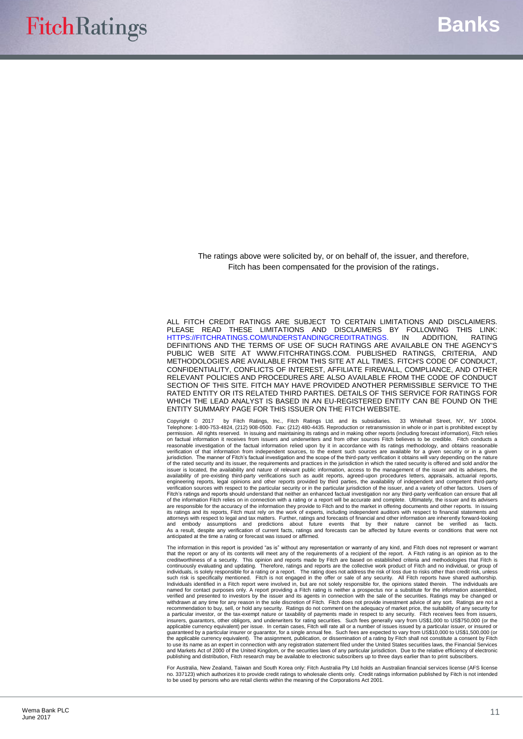The ratings above were solicited by, or on behalf of, the issuer, and therefore, Fitch has been compensated for the provision of the ratings.

ALL FITCH CREDIT RATINGS ARE SUBJECT TO CERTAIN LIMITATIONS AND DISCLAIMERS. PLEASE READ THESE LIMITATIONS AND DISCLAIMERS BY FOLLOWING THIS LINK: HTTPS://FITCHRATINGS.COM/UNDERSTANDINGCREDITRATINGS. IN ADDITION, RATING DEFINITIONS AND THE TERMS OF USE OF SUCH RATINGS ARE AVAILABLE ON THE AGENCY'S PUBLIC WEB SITE AT WWW.FITCHRATINGS.COM. PUBLISHED RATINGS, CRITERIA, AND METHODOLOGIES ARE AVAILABLE FROM THIS SITE AT ALL TIMES. FITCH'S CODE OF CONDUCT, CONFIDENTIALITY, CONFLICTS OF INTEREST, AFFILIATE FIREWALL, COMPLIANCE, AND OTHER RELEVANT POLICIES AND PROCEDURES ARE ALSO AVAILABLE FROM THE CODE OF CONDUCT SECTION OF THIS SITE. FITCH MAY HAVE PROVIDED ANOTHER PERMISSIBLE SERVICE TO THE RATED ENTITY OR ITS RELATED THIRD PARTIES. DETAILS OF THIS SERVICE FOR RATINGS FOR WHICH THE LEAD ANALYST IS BASED IN AN EU-REGISTERED ENTITY CAN BE FOUND ON THE ENTITY SUMMARY PAGE FOR THIS ISSUER ON THE FITCH WEBSITE.

Copyright © 2017 by Fitch Ratings, Inc., Fitch Ratings Ltd. and its subsidiaries. 33 Whitehall Street, NY, NY 10004. Telephone: 1-800-753-4824, (212) 908-0500. Fax: (212) 480-4435. Reproduction or retransmission in whole or in part is prohibited except by permission. All rights reserved. In issuing and maintaining its ratings and in making other reports (including forecast information), Fitch relies on factual information it receives from issuers and underwriters and from other sources Fitch believes to be credible. Fitch conducts a reasonable investigation of the factual information relied upon by it in accordance with its ratings methodology, and obtains reasonable verification of that information from independent sources, to the extent such sources are available for a given security or in a given jurisdiction. The manner of Fitch's factual investigation and the scope of the third-party verification it obtains will vary depending on the nature of the rated security and its issuer, the requirements and practices in the jurisdiction in which the rated security is offered and sold and/or the issuer is located, the availability and nature of relevant public information, access to the management of the issuer and its advisers, the availability of pre-existing third-party verifications such as audit reports, agreed-upon procedures letters, appraisals, actuarial reports, engineering reports, legal opinions and other reports provided by third parties, the availability of independent and competent third-party verification sources with respect to the particular security or in the particular jurisdiction of the issuer, and a variety of other factors. Users of Fitch's ratings and reports should understand that neither an enhanced factual investigation nor any third-party verification can ensure that all of the information Fitch relies on in connection with a rating or a report will be accurate and complete. Ultimately, the issuer and its advisers are responsible for the accuracy of the information they provide to Fitch and to the market in offering documents and other reports. In issuing its ratings and its reports, Fitch must rely on the work of experts, including independent auditors with respect to financial statements and attorneys with respect to legal and tax matters. Further, ratings and forecasts of financial and other information are inherently forward-looking and embody assumptions and predictions about future events that by their nature cannot be verified as facts. As a result, despite any verification of current facts, ratings and forecasts can be affected by future events or conditions that were not anticipated at the time a rating or forecast was issued or affirmed.

The information in this report is provided "as is" without any representation or warranty of any kind, and Fitch does not represent or warrant that the report or any of its contents will meet any of the requirements of a recipient of the report. A Fitch rating is an opinion as to the creditworthiness of a security. This opinion and reports made by Fitch are based on established criteria and methodologies that Fitch is continuously evaluating and updating. Therefore, ratings and reports are the collective work product of Fitch and no individual, or group of individuals, is solely responsible for a rating or a report. The rating does not address the risk of loss due to risks other than credit risk, unless such risk is specifically mentioned. Fitch is not engaged in the offer or sale of any security. All Fitch reports have shared authorship. Individuals identified in a Fitch report were involved in, but are not solely responsible for, the opinions stated therein. The individuals are named for contact purposes only. A report providing a Fitch rating is neither a prospectus nor a substitute for the information assembled, verified and presented to investors by the issuer and its agents in connection with the sale of the securities. Ratings may be changed or withdrawn at any time for any reason in the sole discretion of Fitch. Fitch does not provide investment advice of any sort. Ratings are not a recommendation to buy, sell, or hold any security. Ratings do not comment on the adequacy of market price, the suitability of any security for a particular investor, or the tax-exempt nature or taxability of payments made in respect to any security. Fitch receives fees from issuers, insurers, guarantors, other obligors, and underwriters for rating securities. Such fees generally vary from US$1,000 to US$750,000 (or the applicable currency equivalent) per issue. In certain cases, Fitch will rate all or a number of issues issued by a particular issuer, or insured or guaranteed by a particular insurer or guarantor, for a single annual fee. Such fees are expected to vary from US$10,000 to US$1,500,000 (or the applicable currency equivalent). The assignment, publication, or dissemination of a rating by Fitch shall not constitute a consent by Fitch to use its name as an expert in connection with any registration statement filed under the United States securities laws, the Financial Services and Markets Act of 2000 of the United Kingdom, or the securities laws of any particular jurisdiction. Due to the relative efficiency of electronic publishing and distribution, Fitch research may be available to electronic subscribers up to three days earlier than to print subscribers.

For Australia, New Zealand, Taiwan and South Korea only: Fitch Australia Pty Ltd holds an Australian financial services license (AFS license no. 337123) which authorizes it to provide credit ratings to wholesale clients only. Credit ratings information published by Fitch is not intended to be used by persons who are retail clients within the meaning of the Corporations Act 2001.